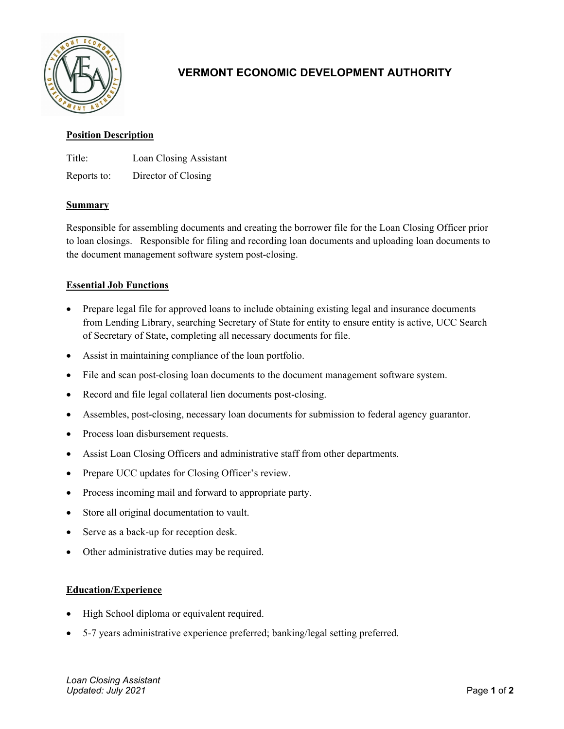# VERMONT ECONOMIC DEVELOPMENT AUTHORITY

## Position Description

Title: Loan Closing Assistant

Reports to: Director of Closing

## Summary

Responsible for assembling documents and creating the borrower file for the Loan Closing Officer prior to loan closings. Responsible for filing and recording loan documents and uploading loan documents to the document management software system post-closing.

## Essential Job Functions

- Prepare legal file for approved loans to include obtaining existing legal and insurance documents from Lending Library, searching Secretary of State for entity to ensure entity is active, UCC Search of Secretary of State, completing all necessary documents for file.
- Assist in maintaining compliance of the loan portfolio.
- File and scan post-closing loan documents to the document management software system.
- Record and file legal collateral lien documents post-closing.
- Assembles, post-closing, necessary loan documents for submission to federal agency guarantor.
- Process loan disbursement requests.
- Assist Loan Closing Officers and administrative staff from other departments.
- Prepare UCC updates for Closing Officer's review.
- Process incoming mail and forward to appropriate party.
- Store all original documentation to vault.
- Serve as a back-up for reception desk.
- Other administrative duties may be required.

## Education/Experience

- High School diploma or equivalent required.
- 5-7 years administrative experience preferred; banking/legal setting preferred.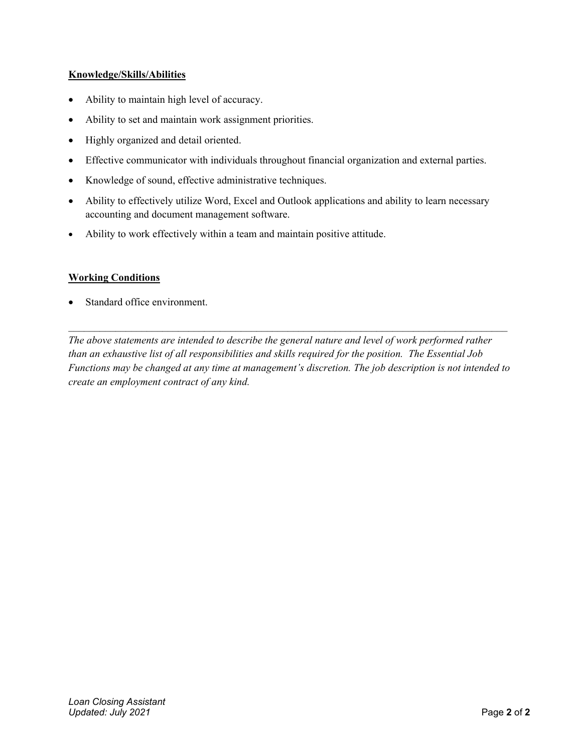**Knowledge/Skills/Abilities**

- Ability to maintain high level of accuracy.
- Ability to set and maintain work assignment priorities.
- Highly organized and detail oriented.
- Effective communicator with individuals throughout financial organization and external parties.
- Knowledge of sound, effective administrative techniques.
- Ability to effectively utilize Word, Excel and Outlook applications and ability to learn necessary accounting and document management software.
- Ability to work effectively within a team and maintain positive attitude.

**Working Conditions**

- Standard office environment.

---

*The above statements are intended to describe the general nature and level of work performed rather than an exhaustive list of all responsibilities and skills required for the position. The Essential Job Functions may be changed at any time at management's discretion. The job description is not intended to create an employment contract of any kind.*